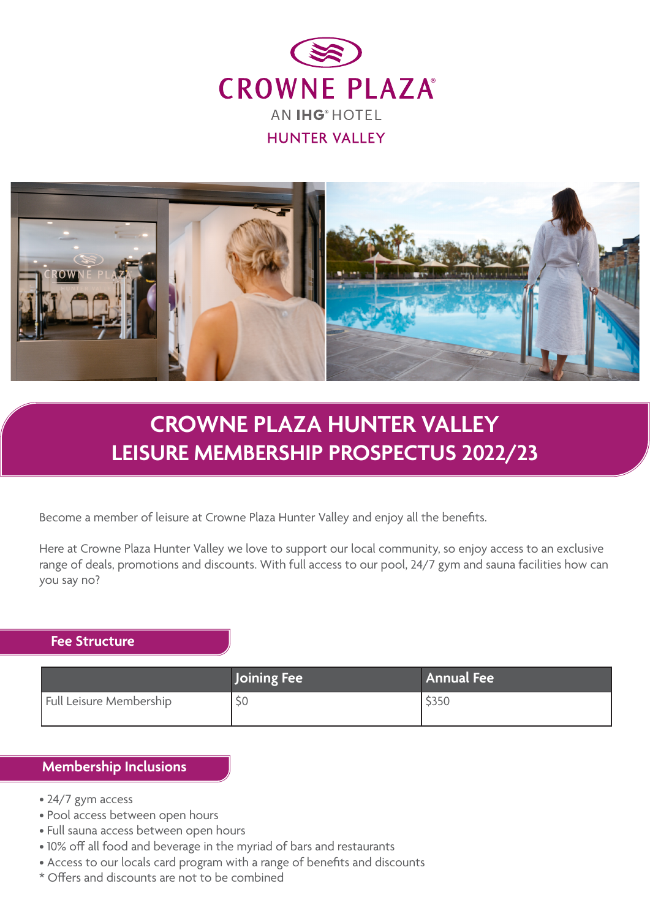CROWNE PLAZA

AN IHG® HOTEL

HUNTER VALLEY

# CROWNE PLAZA HUNTER VALLEY LEISURE MEMBERSHIP PROSPECTUS 2022/23

Become a member of leisure at Crowne Plaza Hunter Valley and enjoy all the benefits.

Here at Crowne Plaza Hunter Valley we love to support our local community, so enjoy access to an exclusive range of deals, promotions and discounts. With full access to our pool, 24/7 gym and sauna facilities how can you say no?

## Fee Structure

| | Joining Fee | Annual Fee |
|---|---|---|
| Full Leisure Membership | $0 | $350 |

## Membership Inclusions

- 24/7 gym access
- Pool access between open hours
- Full sauna access between open hours
- 10% off all food and beverage in the myriad of bars and restaurants
- Access to our locals card program with a range of benefits and discounts

* Offers and discounts are not to be combined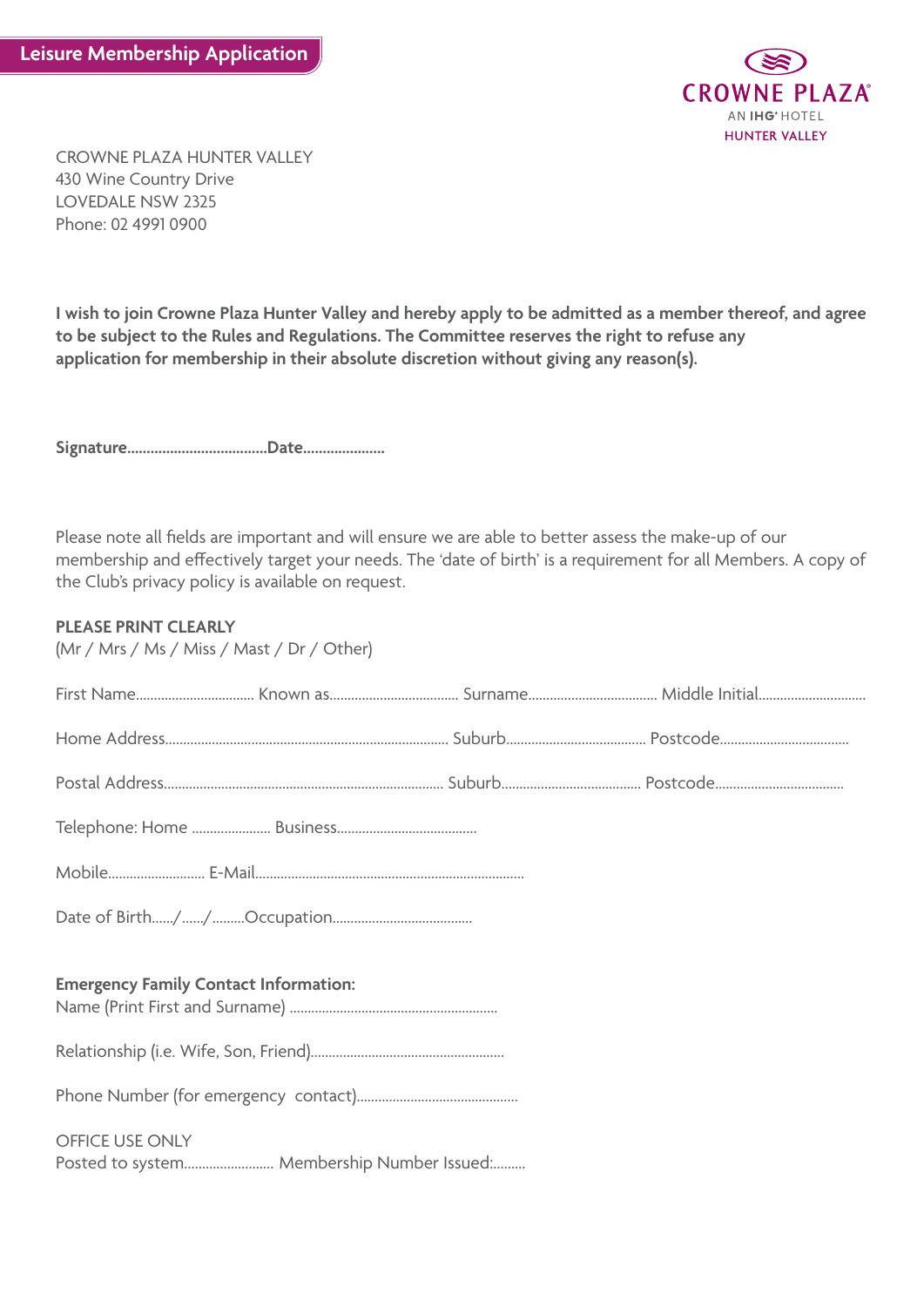# Leisure Membership Application

CROWNE PLAZA
AN IHG® HOTEL
HUNTER VALLEY

CROWNE PLAZA HUNTER VALLEY
430 Wine Country Drive
LOVEDALE NSW 2325
Phone: 02 4991 0900

**I wish to join Crowne Plaza Hunter Valley and hereby apply to be admitted as a member thereof, and agree to be subject to the Rules and Regulations. The Committee reserves the right to refuse any application for membership in their absolute discretion without giving any reason(s).**

**Signature....................................Date.....................**

Please note all fields are important and will ensure we are able to better assess the make-up of our membership and effectively target your needs. The 'date of birth' is a requirement for all Members. A copy of the Club's privacy policy is available on request.

**PLEASE PRINT CLEARLY**
(Mr / Mrs / Ms / Miss / Mast / Dr / Other)

First Name................................. Known as.................................... Surname.................................... Middle Initial..............................

Home Address.............................................................................. Suburb....................................... Postcode....................................

Postal Address.............................................................................. Suburb....................................... Postcode....................................

Telephone: Home ...................... Business.......................................

Mobile........................... E-Mail...........................................................................

Date of Birth....../....../.........Occupation.......................................

**Emergency Family Contact Information:**
Name (Print First and Surname) ..........................................................

Relationship (i.e. Wife, Son, Friend).....................................................

Phone Number (for emergency contact)............................................

OFFICE USE ONLY
Posted to system......................... Membership Number Issued:.........